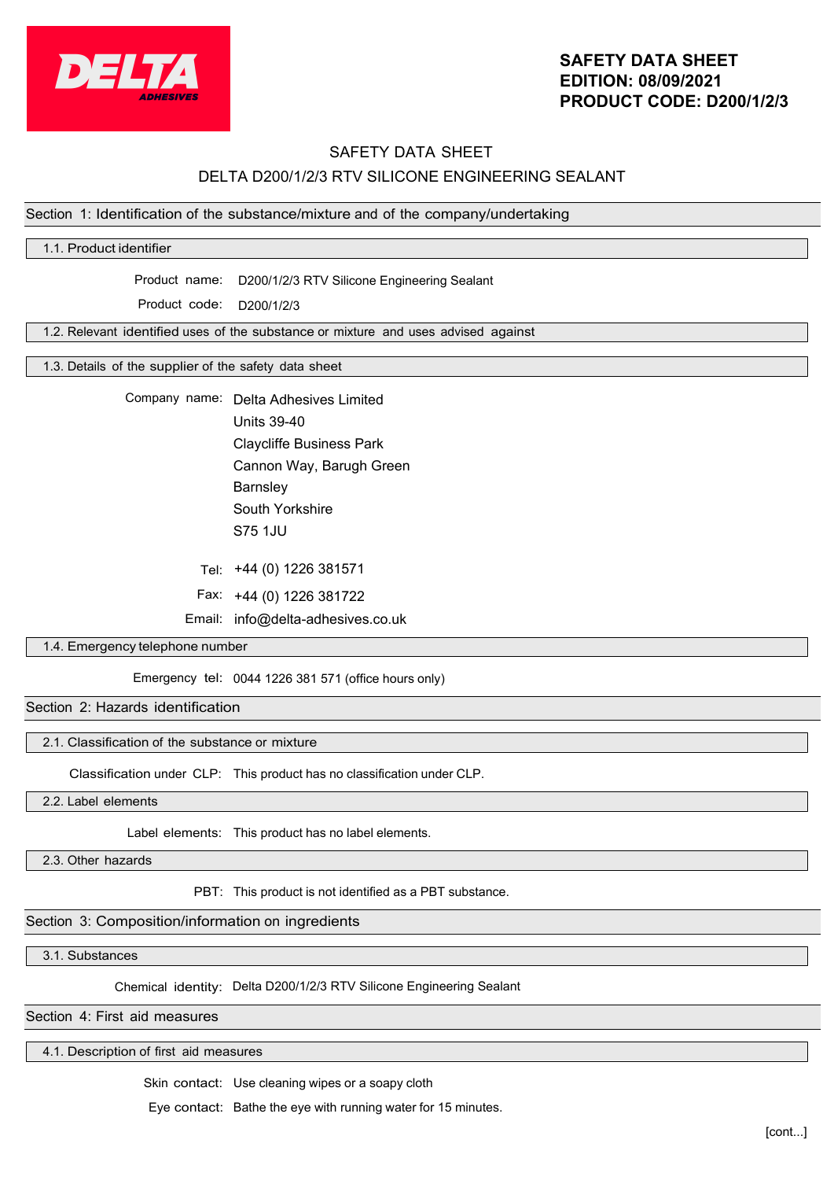**SAFETY DATA SHEET**
**EDITION: 08/09/2021**
**PRODUCT CODE: D200/1/2/3**

# SAFETY DATA SHEET

# DELTA D200/1/2/3 RTV SILICONE ENGINEERING SEALANT

## Section 1: Identification of the substance/mixture and of the company/undertaking

### 1.1. Product identifier

Product name: D200/1/2/3 RTV Silicone Engineering Sealant

Product code: D200/1/2/3

### 1.2. Relevant identified uses of the substance or mixture and uses advised against

### 1.3. Details of the supplier of the safety data sheet

Company name: Delta Adhesives Limited
Units 39-40
Claycliffe Business Park
Cannon Way, Barugh Green
Barnsley
South Yorkshire
S75 1JU

Tel: +44 (0) 1226 381571

Fax: +44 (0) 1226 381722

Email: info@delta-adhesives.co.uk

### 1.4. Emergency telephone number

Emergency tel: 0044 1226 381 571 (office hours only)

## Section 2: Hazards identification

### 2.1. Classification of the substance or mixture

Classification under CLP: This product has no classification under CLP.

### 2.2. Label elements

Label elements: This product has no label elements.

### 2.3. Other hazards

PBT: This product is not identified as a PBT substance.

## Section 3: Composition/information on ingredients

### 3.1. Substances

Chemical identity: Delta D200/1/2/3 RTV Silicone Engineering Sealant

## Section 4: First aid measures

### 4.1. Description of first aid measures

Skin contact: Use cleaning wipes or a soapy cloth

Eye contact: Bathe the eye with running water for 15 minutes.

[cont...]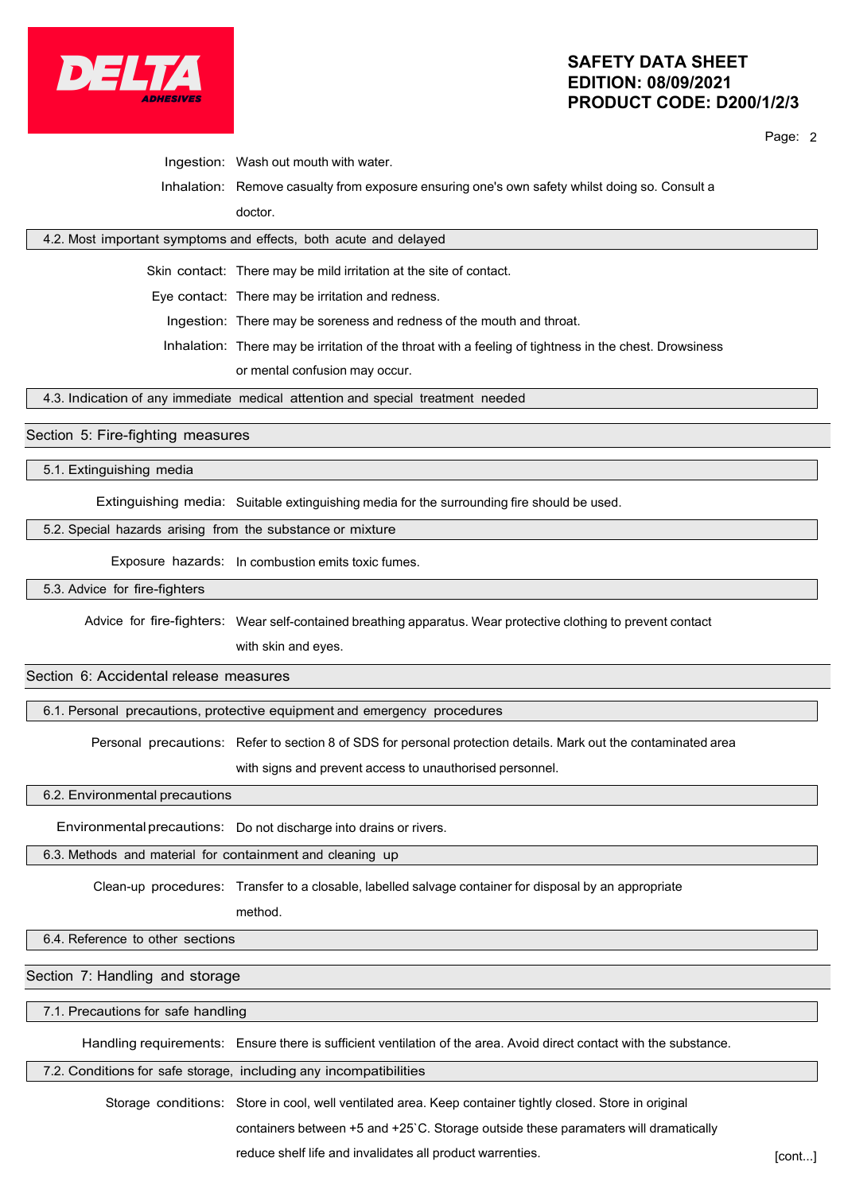**Ingestion:** Wash out mouth with water.

**Inhalation:** Remove casualty from exposure ensuring one's own safety whilst doing so. Consult a doctor.

### 4.2. Most important symptoms and effects, both acute and delayed

**Skin contact:** There may be mild irritation at the site of contact.

**Eye contact:** There may be irritation and redness.

**Ingestion:** There may be soreness and redness of the mouth and throat.

**Inhalation:** There may be irritation of the throat with a feeling of tightness in the chest. Drowsiness or mental confusion may occur.

### 4.3. Indication of any immediate medical attention and special treatment needed

## Section 5: Fire-fighting measures

### 5.1. Extinguishing media

**Extinguishing media:** Suitable extinguishing media for the surrounding fire should be used.

### 5.2. Special hazards arising from the substance or mixture

**Exposure hazards:** In combustion emits toxic fumes.

### 5.3. Advice for fire-fighters

**Advice for fire-fighters:** Wear self-contained breathing apparatus. Wear protective clothing to prevent contact with skin and eyes.

## Section 6: Accidental release measures

### 6.1. Personal precautions, protective equipment and emergency procedures

**Personal precautions:** Refer to section 8 of SDS for personal protection details. Mark out the contaminated area with signs and prevent access to unauthorised personnel.

### 6.2. Environmental precautions

**Environmental precautions:** Do not discharge into drains or rivers.

### 6.3. Methods and material for containment and cleaning up

**Clean-up procedures:** Transfer to a closable, labelled salvage container for disposal by an appropriate method.

### 6.4. Reference to other sections

## Section 7: Handling and storage

### 7.1. Precautions for safe handling

**Handling requirements:** Ensure there is sufficient ventilation of the area. Avoid direct contact with the substance.

### 7.2. Conditions for safe storage, including any incompatibilities

**Storage conditions:** Store in cool, well ventilated area. Keep container tightly closed. Store in original containers between +5 and +25`C. Storage outside these paramaters will dramatically reduce shelf life and invalidates all product warrenties.

[cont...]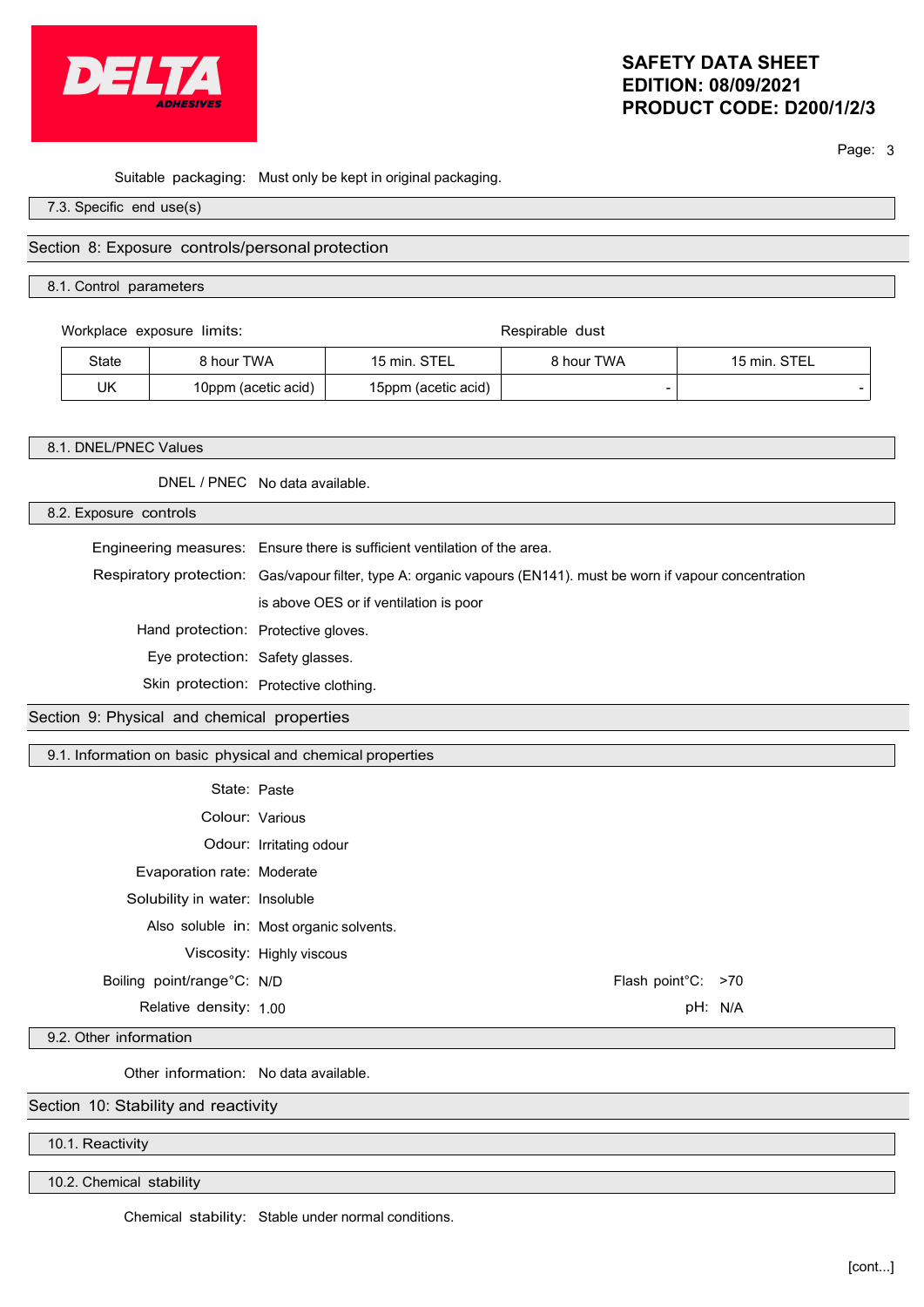Suitable packaging: Must only be kept in original packaging.

### 7.3. Specific end use(s)

## Section 8: Exposure controls/personal protection

### 8.1. Control parameters

Workplace exposure limits: Respirable dust

| State | 8 hour TWA | 15 min. STEL | 8 hour TWA | 15 min. STEL |
|---|---|---|---|---|
| UK | 10ppm (acetic acid) | 15ppm (acetic acid) | - | - |

### 8.1. DNEL/PNEC Values

DNEL / PNEC: No data available.

### 8.2. Exposure controls

Engineering measures: Ensure there is sufficient ventilation of the area.

Respiratory protection: Gas/vapour filter, type A: organic vapours (EN141). must be worn if vapour concentration is above OES or if ventilation is poor

Hand protection: Protective gloves.

Eye protection: Safety glasses.

Skin protection: Protective clothing.

## Section 9: Physical and chemical properties

### 9.1. Information on basic physical and chemical properties

State: Paste

Colour: Various

Odour: Irritating odour

Evaporation rate: Moderate

Solubility in water: Insoluble

Also soluble in: Most organic solvents.

Viscosity: Highly viscous

Boiling point/range°C: N/D

Flash point°C: >70

Relative density: 1.00

pH: N/A

### 9.2. Other information

Other information: No data available.

## Section 10: Stability and reactivity

### 10.1. Reactivity

### 10.2. Chemical stability

Chemical stability: Stable under normal conditions.

[cont...]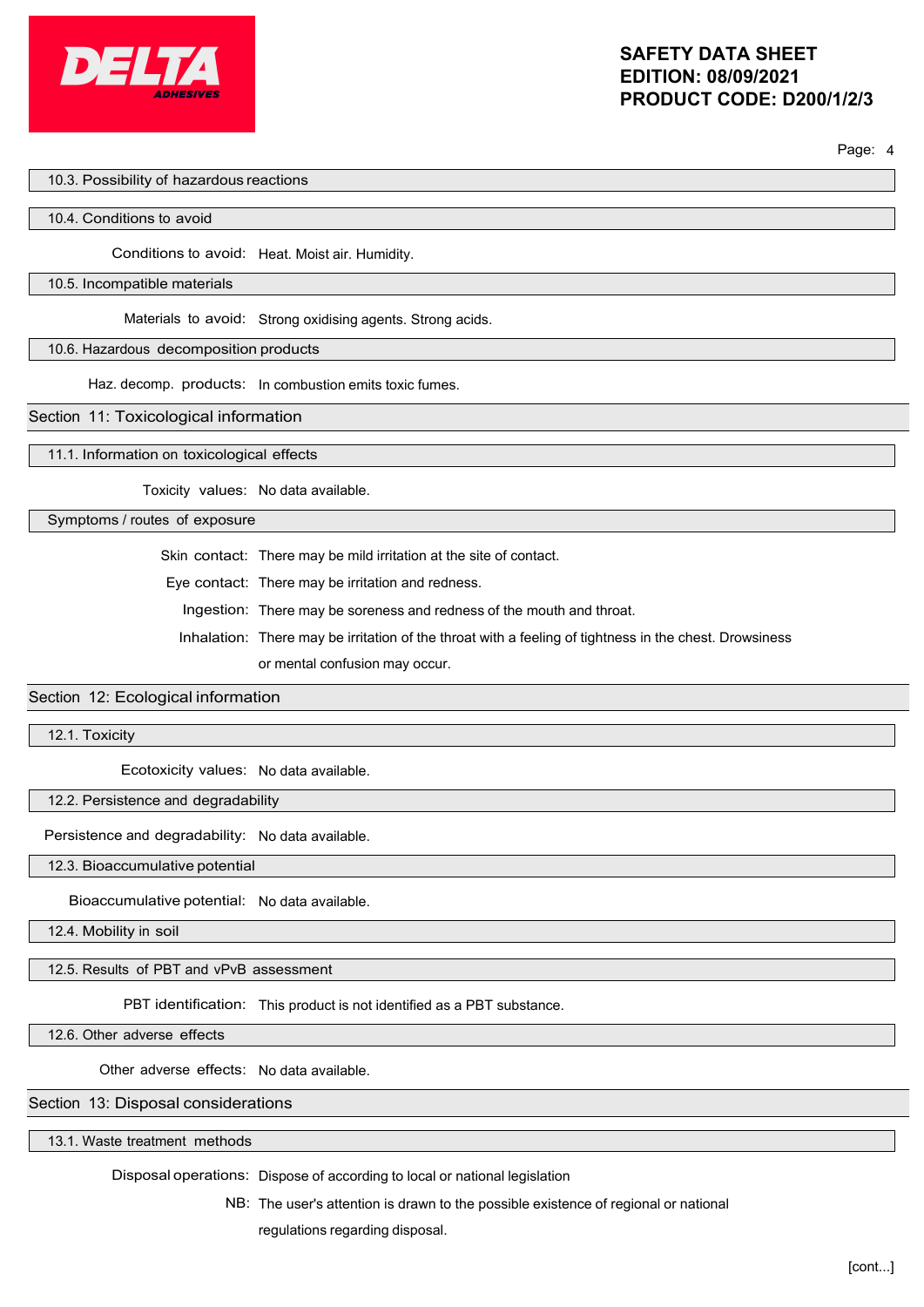### 10.3. Possibility of hazardous reactions

### 10.4. Conditions to avoid

**Conditions to avoid:** Heat. Moist air. Humidity.

### 10.5. Incompatible materials

**Materials to avoid:** Strong oxidising agents. Strong acids.

### 10.6. Hazardous decomposition products

**Haz. decomp. products:** In combustion emits toxic fumes.

## Section 11: Toxicological information

### 11.1. Information on toxicological effects

**Toxicity values:** No data available.

### Symptoms / routes of exposure

**Skin contact:** There may be mild irritation at the site of contact.

**Eye contact:** There may be irritation and redness.

**Ingestion:** There may be soreness and redness of the mouth and throat.

**Inhalation:** There may be irritation of the throat with a feeling of tightness in the chest. Drowsiness or mental confusion may occur.

## Section 12: Ecological information

### 12.1. Toxicity

**Ecotoxicity values:** No data available.

### 12.2. Persistence and degradability

**Persistence and degradability:** No data available.

### 12.3. Bioaccumulative potential

**Bioaccumulative potential:** No data available.

### 12.4. Mobility in soil

### 12.5. Results of PBT and vPvB assessment

**PBT identification:** This product is not identified as a PBT substance.

### 12.6. Other adverse effects

**Other adverse effects:** No data available.

## Section 13: Disposal considerations

### 13.1. Waste treatment methods

**Disposal operations:** Dispose of according to local or national legislation

**NB:** The user's attention is drawn to the possible existence of regional or national regulations regarding disposal.

[cont...]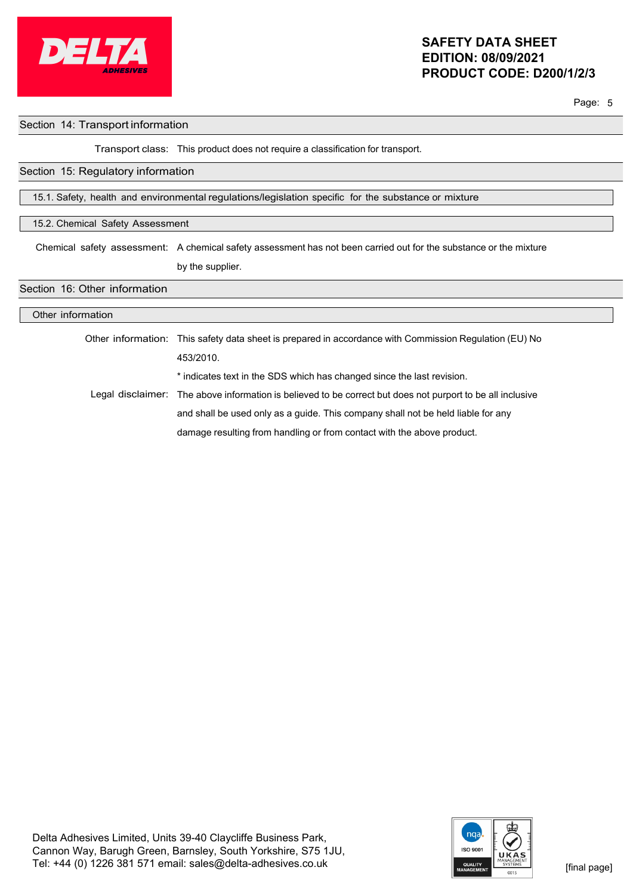## Section 14: Transport information

Transport class: This product does not require a classification for transport.

## Section 15: Regulatory information

### 15.1. Safety, health and environmental regulations/legislation specific for the substance or mixture

### 15.2. Chemical Safety Assessment

Chemical safety assessment: A chemical safety assessment has not been carried out for the substance or the mixture by the supplier.

## Section 16: Other information

### Other information

Other information: This safety data sheet is prepared in accordance with Commission Regulation (EU) No 453/2010.

* indicates text in the SDS which has changed since the last revision.

Legal disclaimer: The above information is believed to be correct but does not purport to be all inclusive and shall be used only as a guide. This company shall not be held liable for any damage resulting from handling or from contact with the above product.

[final page]